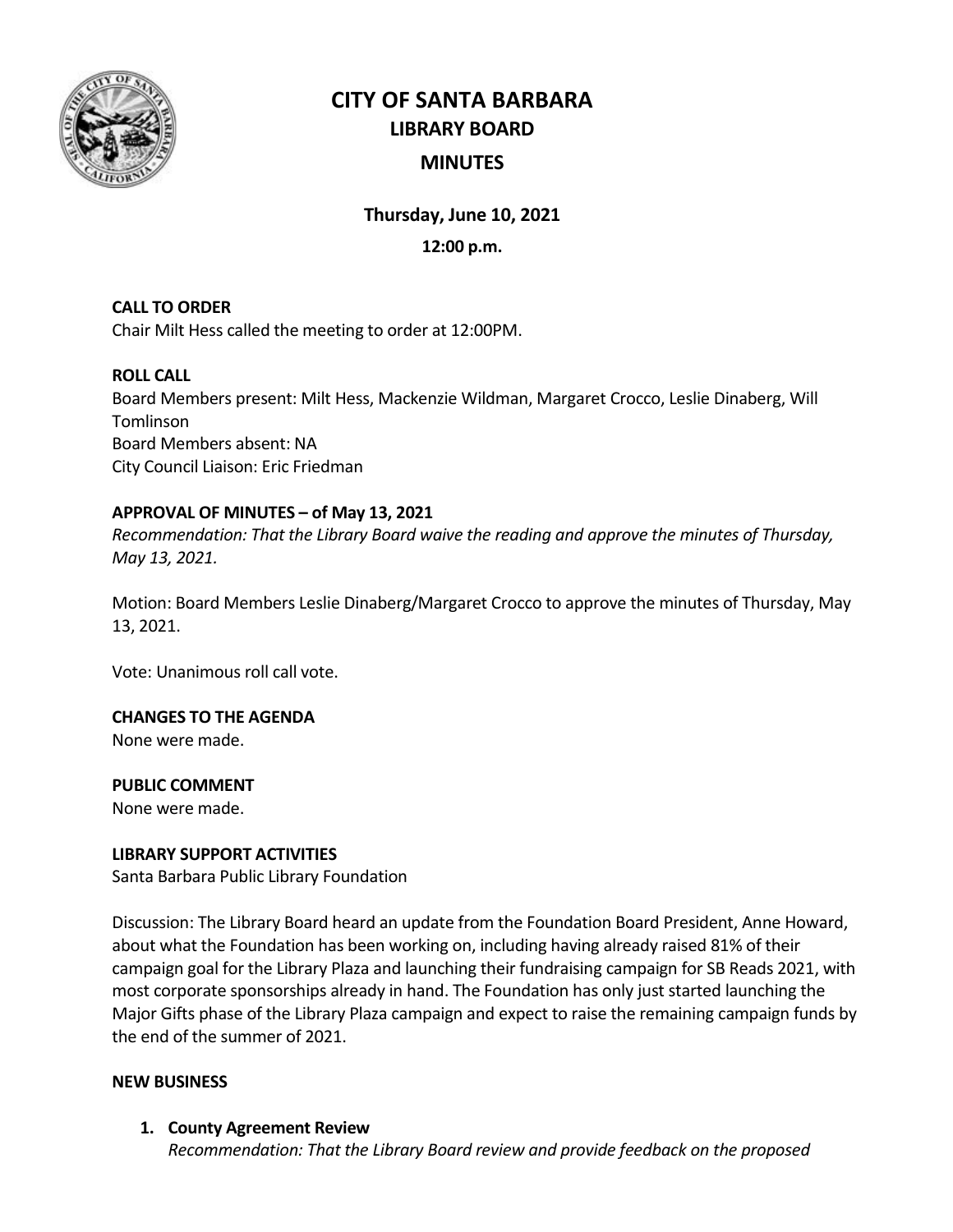# CITY OF SANTA BARBARA

## LIBRARY BOARD

## MINUTES

**Thursday, June 10, 2021**

**12:00 p.m.**

**CALL TO ORDER**
Chair Milt Hess called the meeting to order at 12:00PM.

**ROLL CALL**
Board Members present: Milt Hess, Mackenzie Wildman, Margaret Crocco, Leslie Dinaberg, Will Tomlinson
Board Members absent: NA
City Council Liaison: Eric Friedman

**APPROVAL OF MINUTES – of May 13, 2021**
*Recommendation: That the Library Board waive the reading and approve the minutes of Thursday, May 13, 2021.*

Motion: Board Members Leslie Dinaberg/Margaret Crocco to approve the minutes of Thursday, May 13, 2021.

Vote: Unanimous roll call vote.

**CHANGES TO THE AGENDA**
None were made.

**PUBLIC COMMENT**
None were made.

**LIBRARY SUPPORT ACTIVITIES**
Santa Barbara Public Library Foundation

Discussion: The Library Board heard an update from the Foundation Board President, Anne Howard, about what the Foundation has been working on, including having already raised 81% of their campaign goal for the Library Plaza and launching their fundraising campaign for SB Reads 2021, with most corporate sponsorships already in hand. The Foundation has only just started launching the Major Gifts phase of the Library Plaza campaign and expect to raise the remaining campaign funds by the end of the summer of 2021.

**NEW BUSINESS**

1. **County Agreement Review**
   *Recommendation: That the Library Board review and provide feedback on the proposed*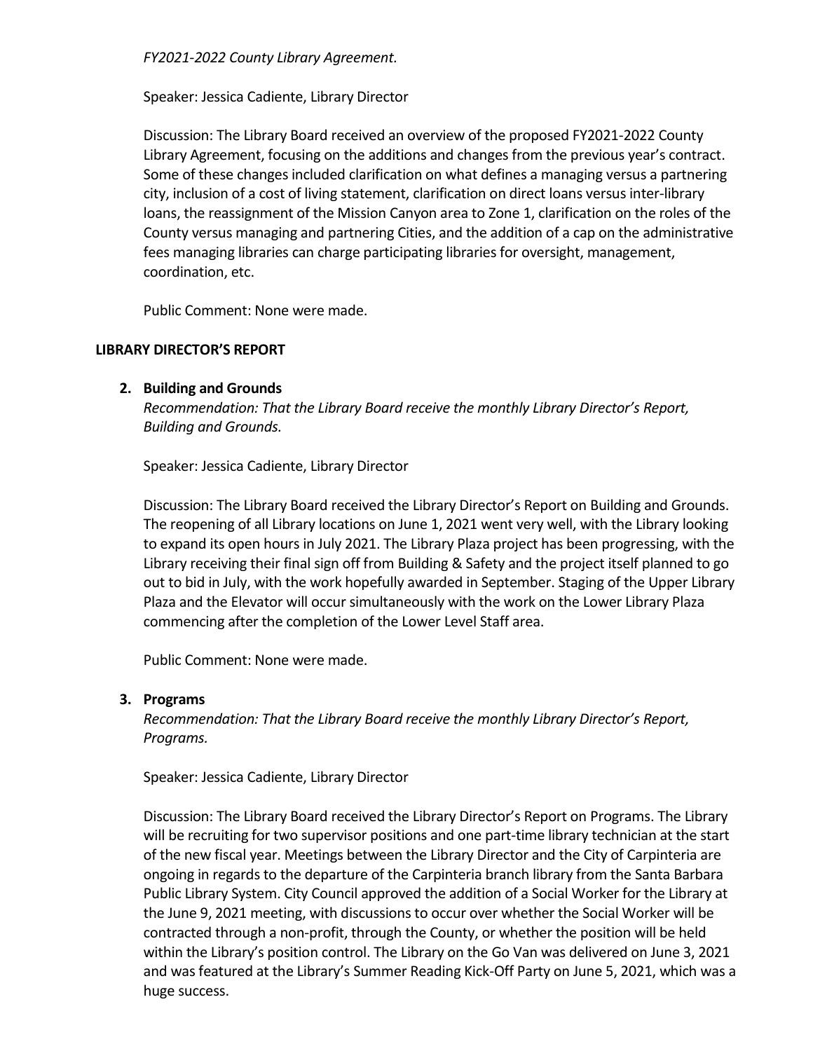*FY2021-2022 County Library Agreement.*

Speaker: Jessica Cadiente, Library Director

Discussion: The Library Board received an overview of the proposed FY2021-2022 County Library Agreement, focusing on the additions and changes from the previous year's contract. Some of these changes included clarification on what defines a managing versus a partnering city, inclusion of a cost of living statement, clarification on direct loans versus inter-library loans, the reassignment of the Mission Canyon area to Zone 1, clarification on the roles of the County versus managing and partnering Cities, and the addition of a cap on the administrative fees managing libraries can charge participating libraries for oversight, management, coordination, etc.

Public Comment: None were made.

**LIBRARY DIRECTOR'S REPORT**

2. **Building and Grounds**

   *Recommendation: That the Library Board receive the monthly Library Director's Report, Building and Grounds.*

   Speaker: Jessica Cadiente, Library Director

   Discussion: The Library Board received the Library Director's Report on Building and Grounds. The reopening of all Library locations on June 1, 2021 went very well, with the Library looking to expand its open hours in July 2021. The Library Plaza project has been progressing, with the Library receiving their final sign off from Building & Safety and the project itself planned to go out to bid in July, with the work hopefully awarded in September. Staging of the Upper Library Plaza and the Elevator will occur simultaneously with the work on the Lower Library Plaza commencing after the completion of the Lower Level Staff area.

   Public Comment: None were made.

3. **Programs**

   *Recommendation: That the Library Board receive the monthly Library Director's Report, Programs.*

   Speaker: Jessica Cadiente, Library Director

   Discussion: The Library Board received the Library Director's Report on Programs. The Library will be recruiting for two supervisor positions and one part-time library technician at the start of the new fiscal year. Meetings between the Library Director and the City of Carpinteria are ongoing in regards to the departure of the Carpinteria branch library from the Santa Barbara Public Library System. City Council approved the addition of a Social Worker for the Library at the June 9, 2021 meeting, with discussions to occur over whether the Social Worker will be contracted through a non-profit, through the County, or whether the position will be held within the Library's position control. The Library on the Go Van was delivered on June 3, 2021 and was featured at the Library's Summer Reading Kick-Off Party on June 5, 2021, which was a huge success.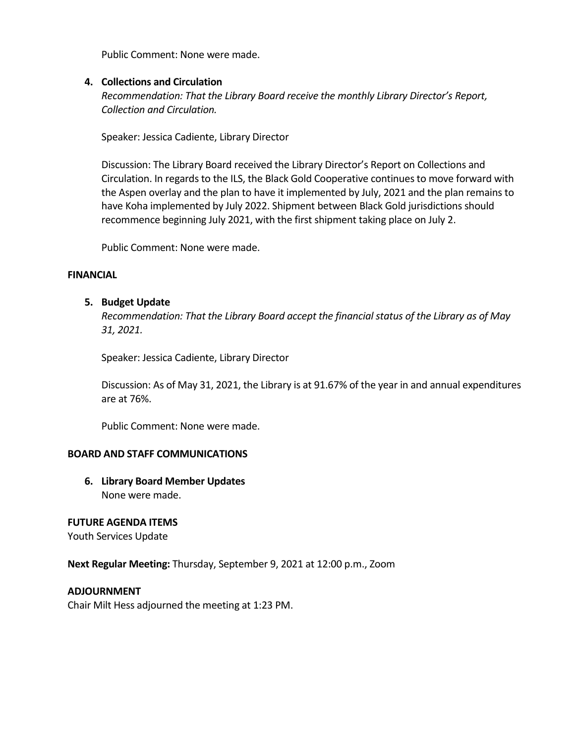Public Comment: None were made.

4. **Collections and Circulation**
   *Recommendation: That the Library Board receive the monthly Library Director's Report, Collection and Circulation.*

   Speaker: Jessica Cadiente, Library Director

   Discussion: The Library Board received the Library Director's Report on Collections and Circulation. In regards to the ILS, the Black Gold Cooperative continues to move forward with the Aspen overlay and the plan to have it implemented by July, 2021 and the plan remains to have Koha implemented by July 2022. Shipment between Black Gold jurisdictions should recommence beginning July 2021, with the first shipment taking place on July 2.

   Public Comment: None were made.

**FINANCIAL**

5. **Budget Update**
   *Recommendation: That the Library Board accept the financial status of the Library as of May 31, 2021.*

   Speaker: Jessica Cadiente, Library Director

   Discussion: As of May 31, 2021, the Library is at 91.67% of the year in and annual expenditures are at 76%.

   Public Comment: None were made.

**BOARD AND STAFF COMMUNICATIONS**

6. **Library Board Member Updates**
   None were made.

**FUTURE AGENDA ITEMS**
Youth Services Update

**Next Regular Meeting:** Thursday, September 9, 2021 at 12:00 p.m., Zoom

**ADJOURNMENT**
Chair Milt Hess adjourned the meeting at 1:23 PM.